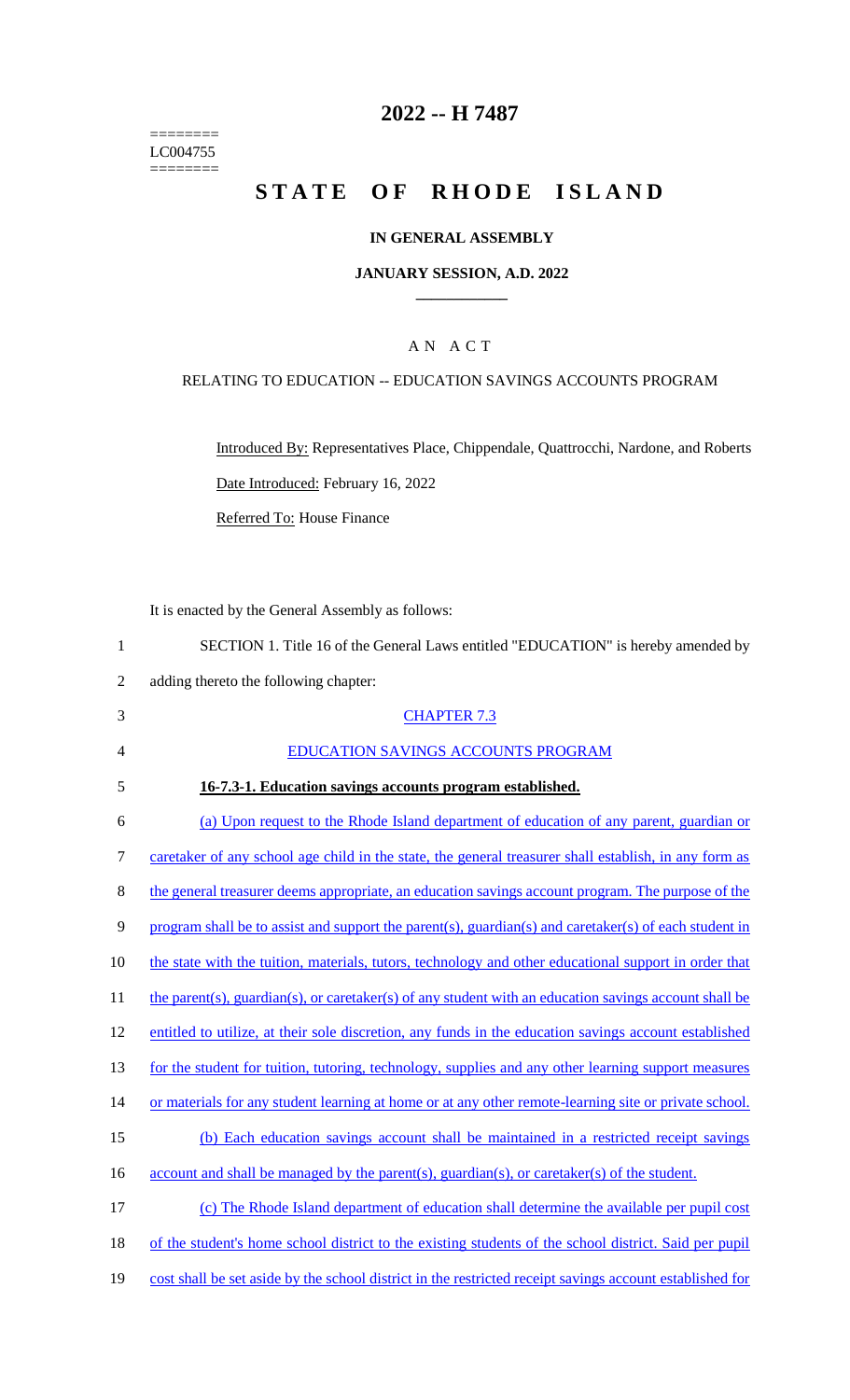========
LC004755
========

# 2022 -- H 7487

# STATE OF RHODE ISLAND

## IN GENERAL ASSEMBLY

## JANUARY SESSION, A.D. 2022

## A N A C T

RELATING TO EDUCATION -- EDUCATION SAVINGS ACCOUNTS PROGRAM

Introduced By: Representatives Place, Chippendale, Quattrocchi, Nardone, and Roberts

Date Introduced: February 16, 2022

Referred To: House Finance

It is enacted by the General Assembly as follows:

SECTION 1. Title 16 of the General Laws entitled "EDUCATION" is hereby amended by adding thereto the following chapter:

CHAPTER 7.3

EDUCATION SAVINGS ACCOUNTS PROGRAM

**16-7.3-1. Education savings accounts program established.**

(a) Upon request to the Rhode Island department of education of any parent, guardian or caretaker of any school age child in the state, the general treasurer shall establish, in any form as the general treasurer deems appropriate, an education savings account program. The purpose of the program shall be to assist and support the parent(s), guardian(s) and caretaker(s) of each student in the state with the tuition, materials, tutors, technology and other educational support in order that the parent(s), guardian(s), or caretaker(s) of any student with an education savings account shall be entitled to utilize, at their sole discretion, any funds in the education savings account established for the student for tuition, tutoring, technology, supplies and any other learning support measures or materials for any student learning at home or at any other remote-learning site or private school.

(b) Each education savings account shall be maintained in a restricted receipt savings account and shall be managed by the parent(s), guardian(s), or caretaker(s) of the student.

(c) The Rhode Island department of education shall determine the available per pupil cost of the student's home school district to the existing students of the school district. Said per pupil cost shall be set aside by the school district in the restricted receipt savings account established for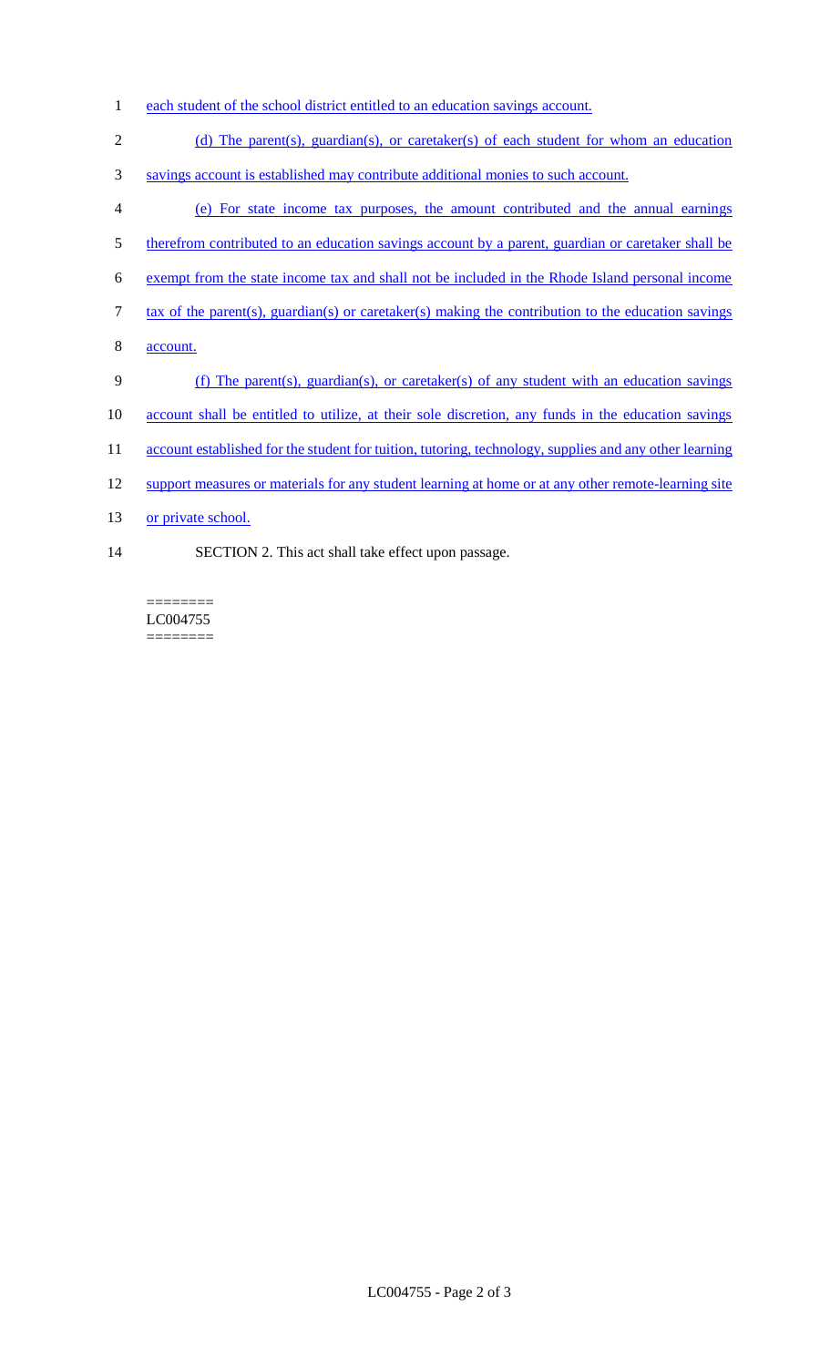each student of the school district entitled to an education savings account.

(d) The parent(s), guardian(s), or caretaker(s) of each student for whom an education savings account is established may contribute additional monies to such account.

(e) For state income tax purposes, the amount contributed and the annual earnings therefrom contributed to an education savings account by a parent, guardian or caretaker shall be exempt from the state income tax and shall not be included in the Rhode Island personal income tax of the parent(s), guardian(s) or caretaker(s) making the contribution to the education savings account.

(f) The parent(s), guardian(s), or caretaker(s) of any student with an education savings account shall be entitled to utilize, at their sole discretion, any funds in the education savings account established for the student for tuition, tutoring, technology, supplies and any other learning support measures or materials for any student learning at home or at any other remote-learning site or private school.

SECTION 2. This act shall take effect upon passage.

========
LC004755
========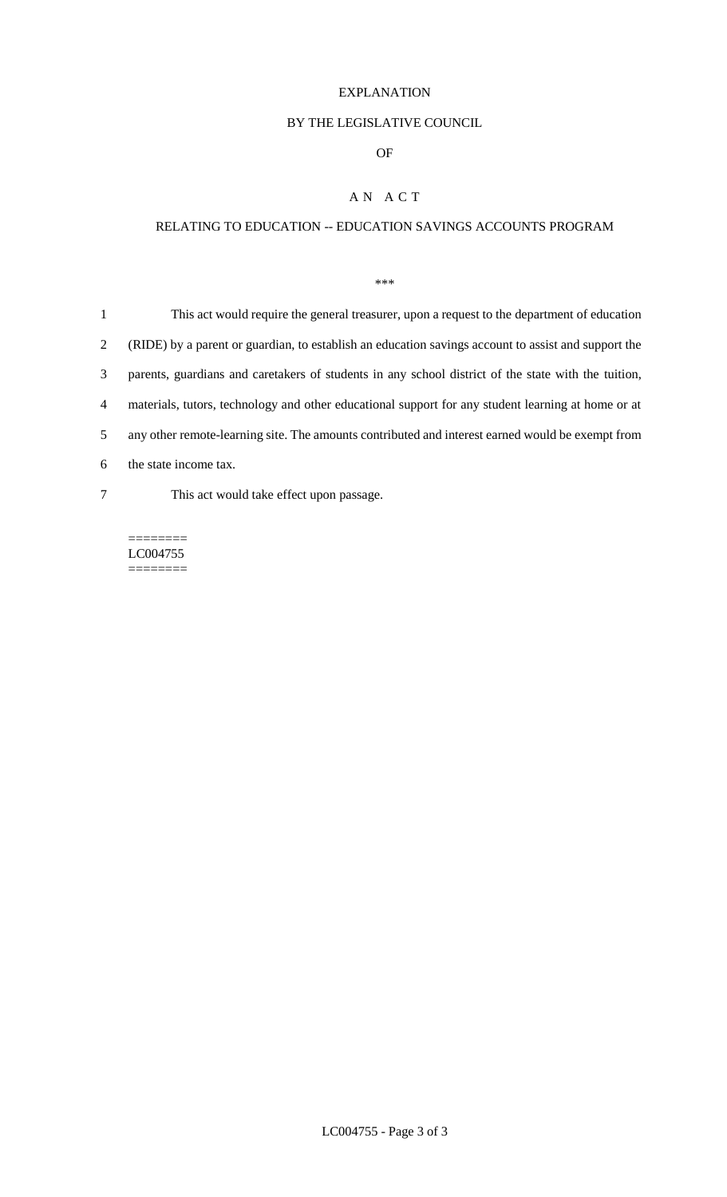EXPLANATION

BY THE LEGISLATIVE COUNCIL

OF

A N A C T

RELATING TO EDUCATION -- EDUCATION SAVINGS ACCOUNTS PROGRAM

\*\*\*

This act would require the general treasurer, upon a request to the department of education (RIDE) by a parent or guardian, to establish an education savings account to assist and support the parents, guardians and caretakers of students in any school district of the state with the tuition, materials, tutors, technology and other educational support for any student learning at home or at any other remote-learning site. The amounts contributed and interest earned would be exempt from the state income tax.

This act would take effect upon passage.

========
LC004755
========